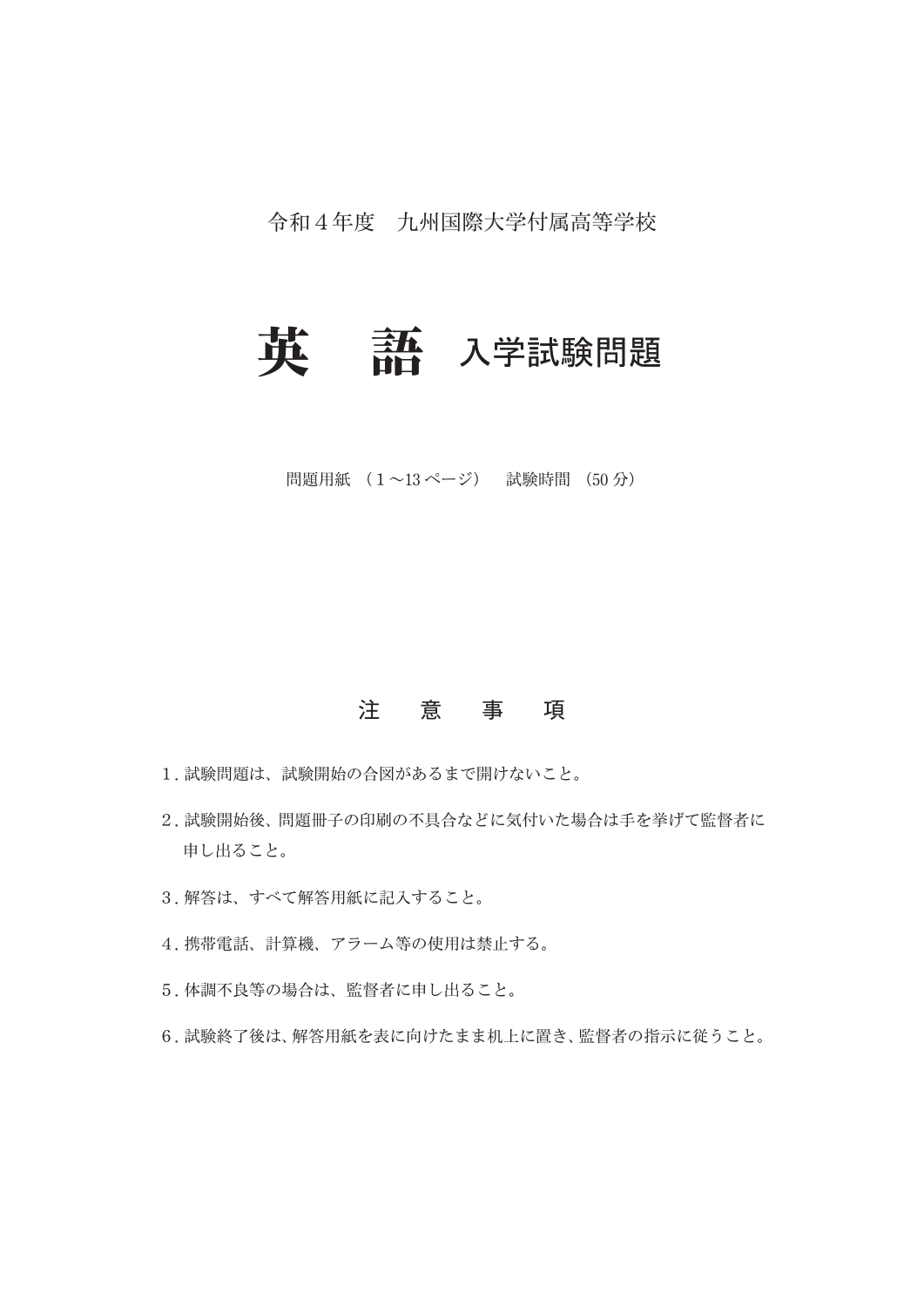令和４年度　九州国際大学付属高等学校

# 英　語 入学試験問題

問題用紙 （１〜13 ページ） 試験時間 （50 分）

## 注　意　事　項

１. 試験問題は、試験開始の合図があるまで開けないこと。

２. 試験開始後、問題冊子の印刷の不具合などに気付いた場合は手を挙げて監督者に申し出ること。

３. 解答は、すべて解答用紙に記入すること。

４. 携帯電話、計算機、アラーム等の使用は禁止する。

５. 体調不良等の場合は、監督者に申し出ること。

６. 試験終了後は、解答用紙を表に向けたまま机上に置き、監督者の指示に従うこと。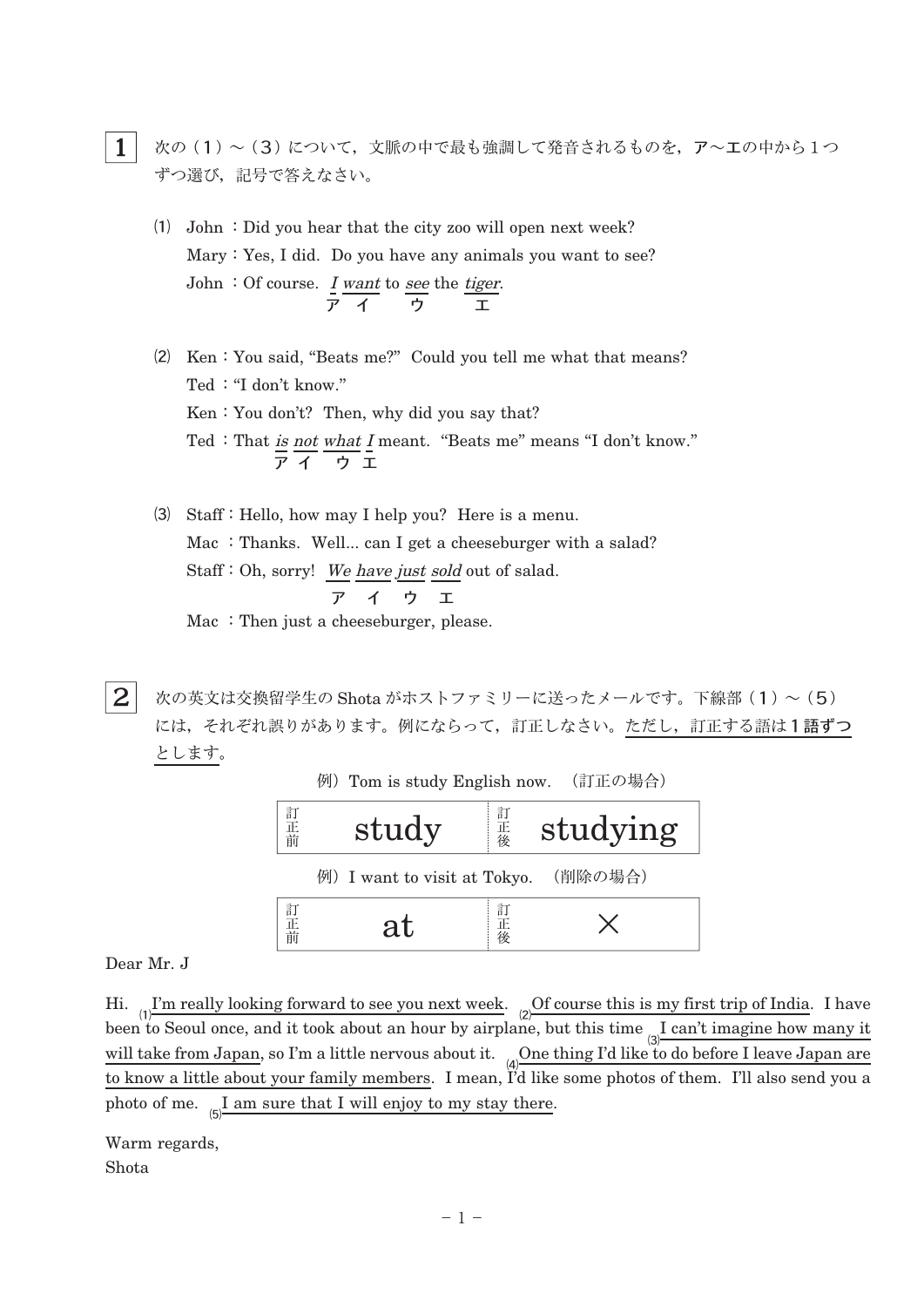**1** 次の（1）～（3）について，文脈の中で最も強調して発音されるものを，ア～エの中から1つずつ選び，記号で答えなさい。

(1) John：Did you hear that the city zoo will open next week?
Mary：Yes, I did. Do you have any animals you want to see?
John：Of course. *I*(ア) *want*(イ) to *see*(ウ) the *tiger*(エ).

(2) Ken：You said, "Beats me?" Could you tell me what that means?
Ted："I don't know."
Ken：You don't? Then, why did you say that?
Ted：That *is*(ア) *not*(イ) *what*(ウ) *I*(エ) meant. "Beats me" means "I don't know."

(3) Staff：Hello, how may I help you? Here is a menu.
Mac：Thanks. Well... can I get a cheeseburger with a salad?
Staff：Oh, sorry! *We*(ア) *have*(イ) *just*(ウ) *sold*(エ) out of salad.
Mac：Then just a cheeseburger, please.

**2** 次の英文は交換留学生の Shota がホストファミリーに送ったメールです。下線部（1）～（5）には，それぞれ誤りがあります。例にならって，訂正しなさい。<u>ただし，訂正する語は1語ずつとします。</u>

例）Tom is study English now. （訂正の場合）

| 訂正前 | 訂正後 |
|---|---|
| study | studying |

例）I want to visit at Tokyo. （削除の場合）

| 訂正前 | 訂正後 |
|---|---|
| at | × |

Dear Mr. J

Hi. (1)<u>I'm really looking forward to see you next week.</u> (2)<u>Of course this is my first trip of India</u>. I have been to Seoul once, and it took about an hour by airplane, but this time (3)<u>I can't imagine how many it will take from Japan</u>, so I'm a little nervous about it. (4)<u>One thing I'd like to do before I leave Japan are to know a little about your family members</u>. I mean, I'd like some photos of them. I'll also send you a photo of me. (5)<u>I am sure that I will enjoy to my stay there</u>.

Warm regards,
Shota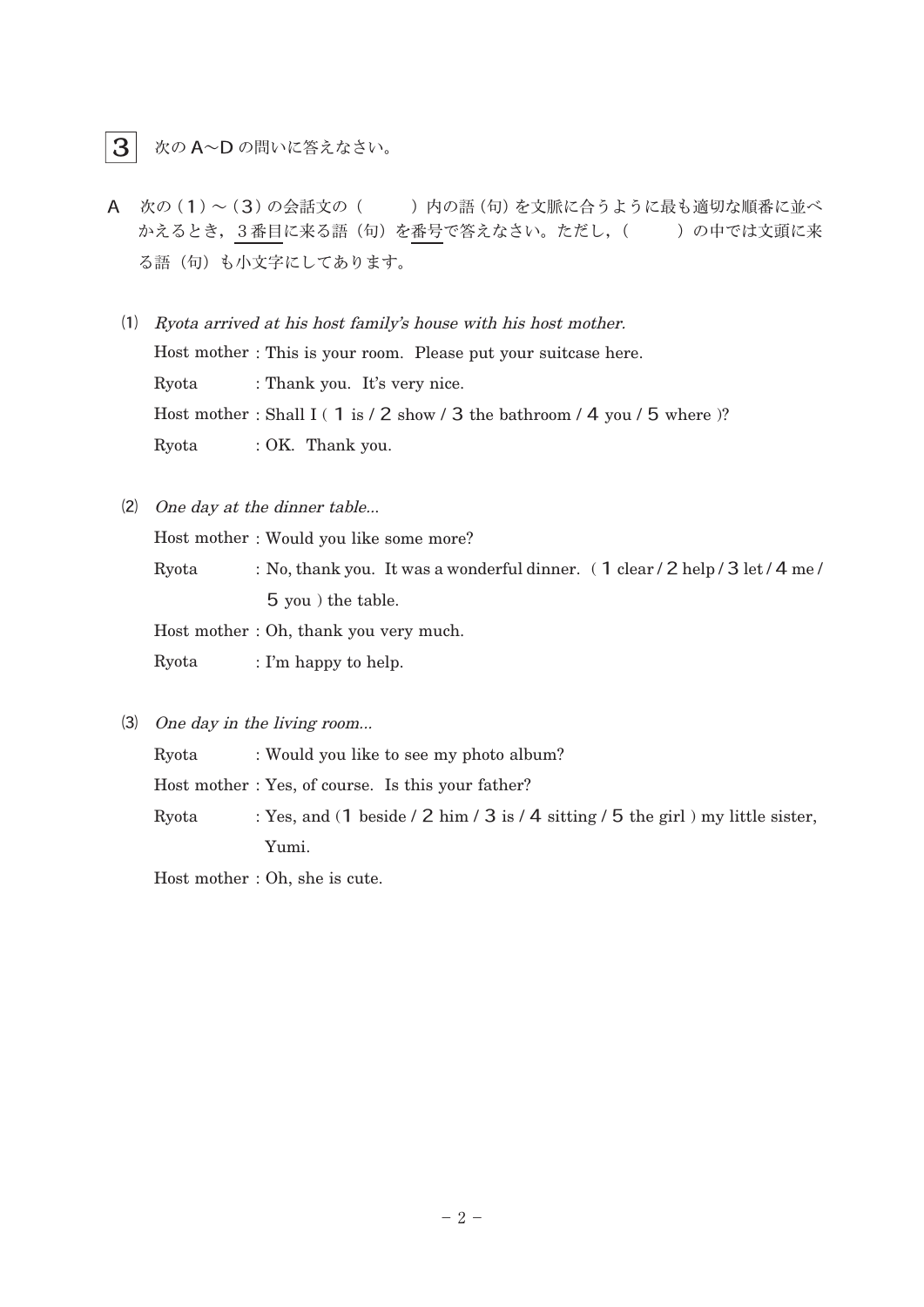# 3 次の A～D の問いに答えなさい。

A　次の（1）～（3）の会話文の（　　）内の語（句）を文脈に合うように最も適切な順番に並べかえるとき，3番目に来る語（句）を番号で答えなさい。ただし，（　　）の中では文頭に来る語（句）も小文字にしてあります。

(1) *Ryota arrived at his host family's house with his host mother.*

Host mother : This is your room. Please put your suitcase here.
Ryota : Thank you. It's very nice.
Host mother : Shall I ( 1 is / 2 show / 3 the bathroom / 4 you / 5 where )?
Ryota : OK. Thank you.

(2) *One day at the dinner table...*

Host mother : Would you like some more?
Ryota : No, thank you. It was a wonderful dinner. ( 1 clear / 2 help / 3 let / 4 me / 5 you ) the table.
Host mother : Oh, thank you very much.
Ryota : I'm happy to help.

(3) *One day in the living room...*

Ryota : Would you like to see my photo album?
Host mother : Yes, of course. Is this your father?
Ryota : Yes, and (1 beside / 2 him / 3 is / 4 sitting / 5 the girl ) my little sister, Yumi.
Host mother : Oh, she is cute.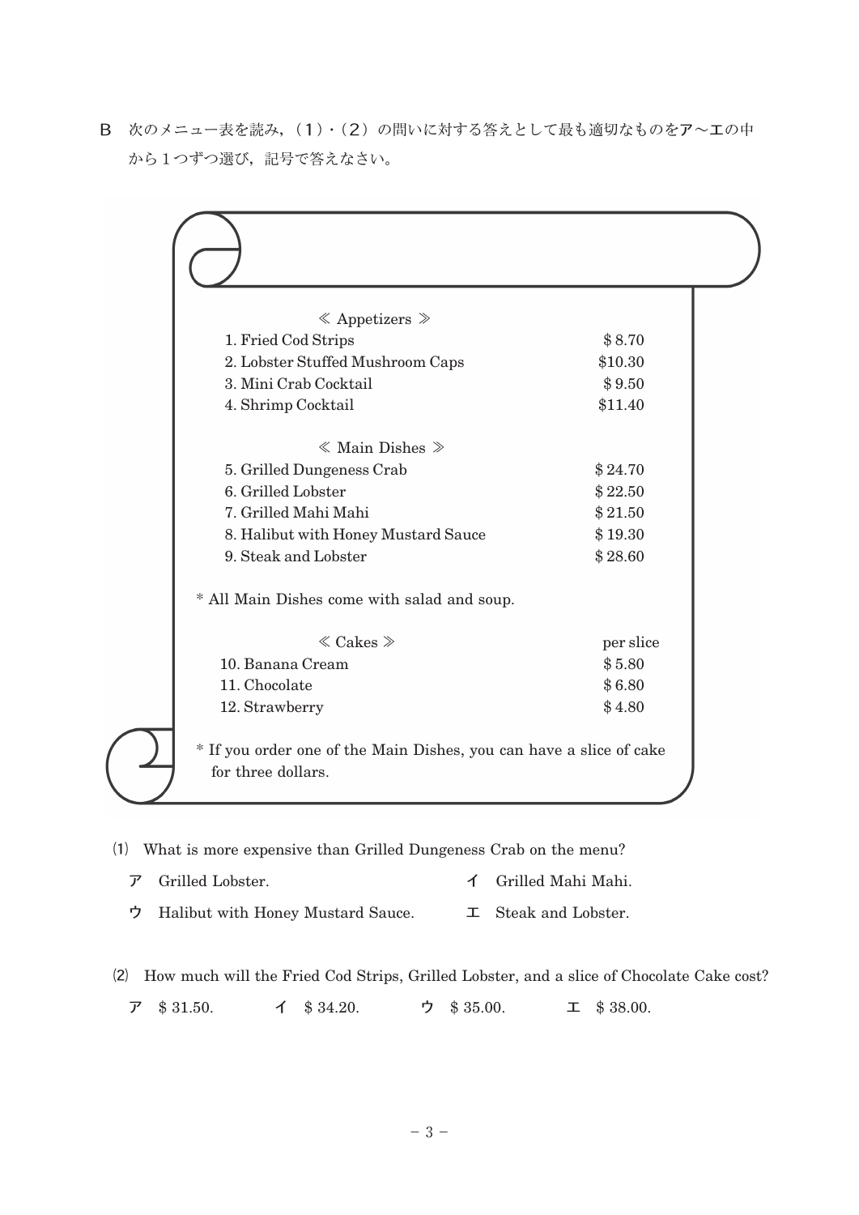B　次のメニュー表を読み，（1）・（2）の問いに対する答えとして最も適切なものをア～エの中から１つずつ選び，記号で答えなさい。

≪ Appetizers ≫

| | |
|---|---|
| 1. Fried Cod Strips | $ 8.70 |
| 2. Lobster Stuffed Mushroom Caps | $10.30 |
| 3. Mini Crab Cocktail | $ 9.50 |
| 4. Shrimp Cocktail | $11.40 |

≪ Main Dishes ≫

| | |
|---|---|
| 5. Grilled Dungeness Crab | $ 24.70 |
| 6. Grilled Lobster | $ 22.50 |
| 7. Grilled Mahi Mahi | $ 21.50 |
| 8. Halibut with Honey Mustard Sauce | $ 19.30 |
| 9. Steak and Lobster | $ 28.60 |

* All Main Dishes come with salad and soup.

| ≪ Cakes ≫ | per slice |
|---|---|
| 10. Banana Cream | $ 5.80 |
| 11. Chocolate | $ 6.80 |
| 12. Strawberry | $ 4.80 |

* If you order one of the Main Dishes, you can have a slice of cake for three dollars.

⑴　What is more expensive than Grilled Dungeness Crab on the menu?

ア　Grilled Lobster.　　イ　Grilled Mahi Mahi.

ウ　Halibut with Honey Mustard Sauce.　　エ　Steak and Lobster.

⑵　How much will the Fried Cod Strips, Grilled Lobster, and a slice of Chocolate Cake cost?

ア　$ 31.50.　　イ　$ 34.20.　　ウ　$ 35.00.　　エ　$ 38.00.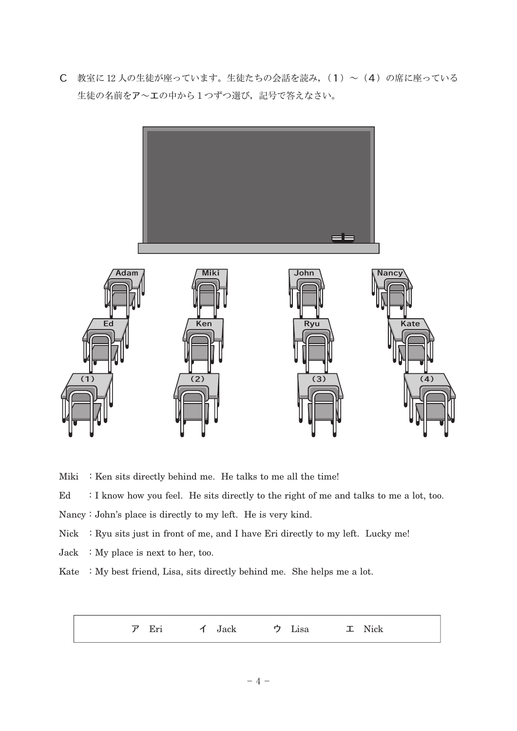C　教室に 12 人の生徒が座っています。生徒たちの会話を読み，（1）～（4）の席に座っている生徒の名前をア～エの中から１つずつ選び，記号で答えなさい。

| Adam | Miki | John | Nancy |
|---|---|---|---|
| Ed | Ken | Ryu | Kate |
| （1） | （2） | （3） | （4） |

Miki　：Ken sits directly behind me.  He talks to me all the time!

Ed　　：I know how you feel.  He sits directly to the right of me and talks to me a lot, too.

Nancy：John's place is directly to my left.  He is very kind.

Nick　：Ryu sits just in front of me, and I have Eri directly to my left.  Lucky me!

Jack　：My place is next to her, too.

Kate　：My best friend, Lisa, sits directly behind me.  She helps me a lot.

| ア　Eri　　イ　Jack　　ウ　Lisa　　エ　Nick |
|---|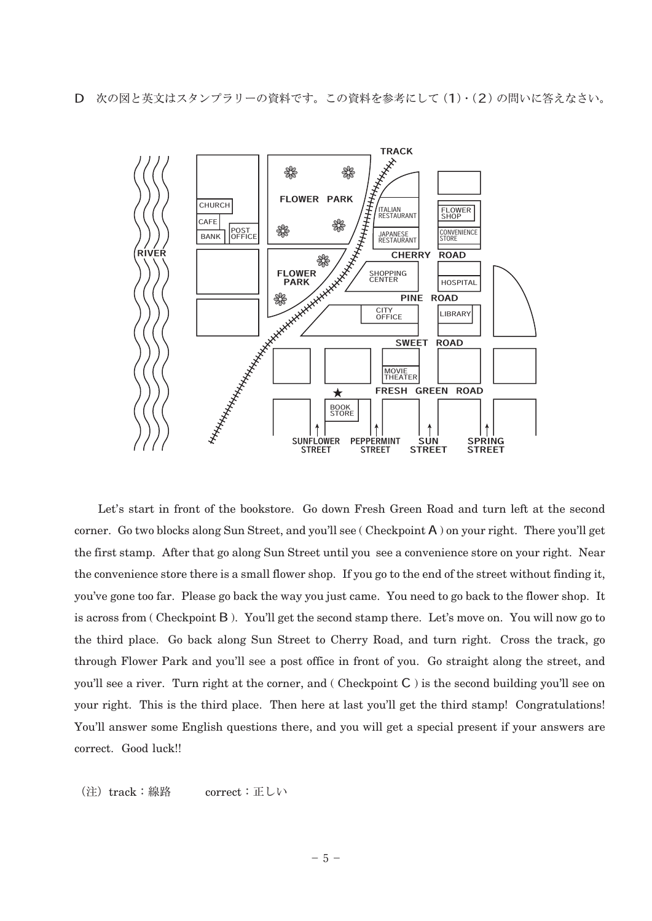D　次の図と英文はスタンプラリーの資料です。この資料を参考にして（1）・（2）の問いに答えなさい。

Let's start in front of the bookstore. Go down Fresh Green Road and turn left at the second corner. Go two blocks along Sun Street, and you'll see ( Checkpoint A ) on your right. There you'll get the first stamp. After that go along Sun Street until you see a convenience store on your right. Near the convenience store there is a small flower shop. If you go to the end of the street without finding it, you've gone too far. Please go back the way you just came. You need to go back to the flower shop. It is across from ( Checkpoint B ). You'll get the second stamp there. Let's move on. You will now go to the third place. Go back along Sun Street to Cherry Road, and turn right. Cross the track, go through Flower Park and you'll see a post office in front of you. Go straight along the street, and you'll see a river. Turn right at the corner, and ( Checkpoint C ) is the second building you'll see on your right. This is the third place. Then here at last you'll get the third stamp! Congratulations! You'll answer some English questions there, and you will get a special present if your answers are correct. Good luck!!

（注）track：線路　　correct：正しい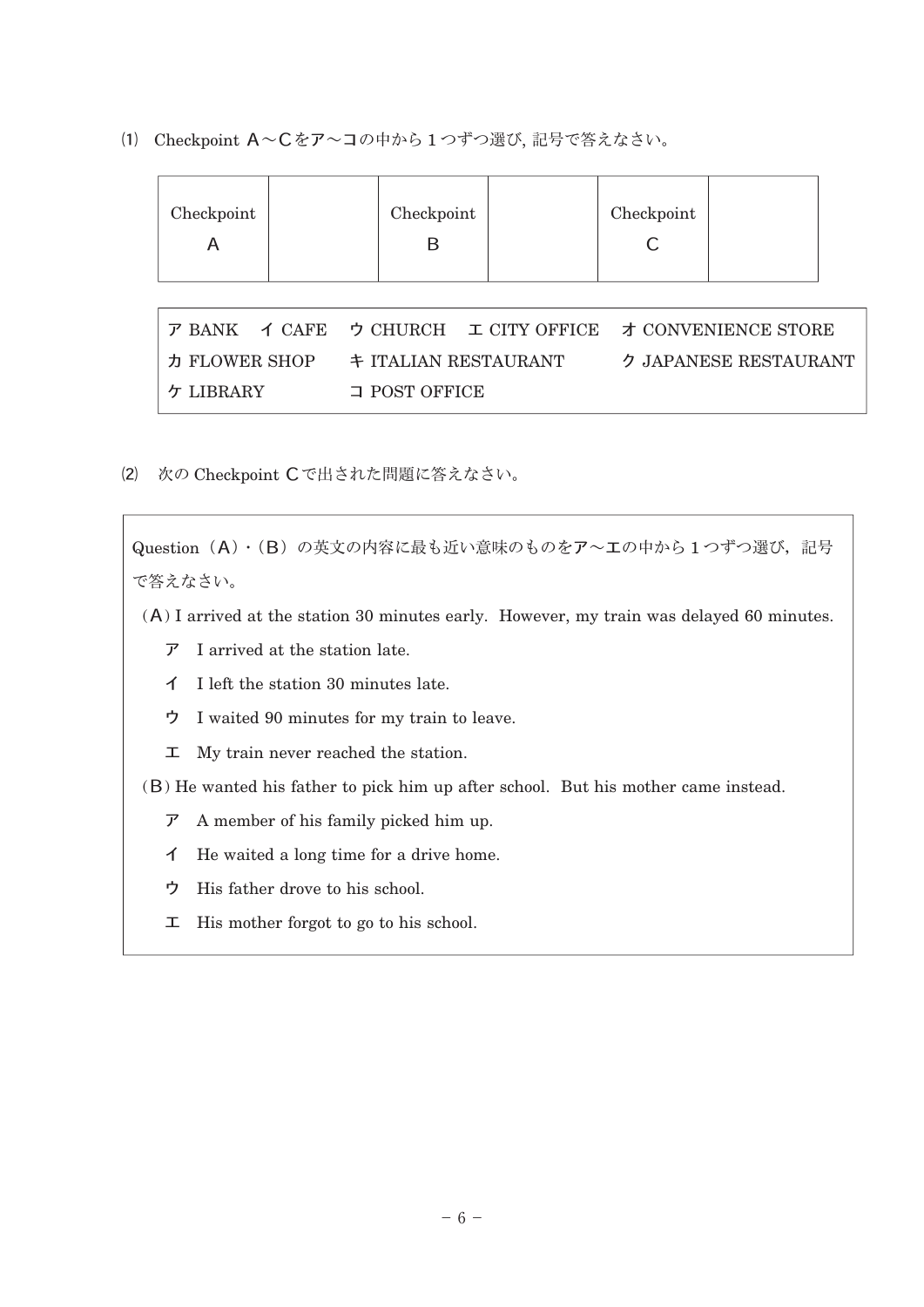(1) Checkpoint A～Cをア～コの中から１つずつ選び, 記号で答えなさい。

| Checkpoint A | | Checkpoint B | | Checkpoint C | |
|---|---|---|---|---|---|

| | | | |
|---|---|---|---|
| ア BANK　イ CAFE | ウ CHURCH | エ CITY OFFICE | オ CONVENIENCE STORE |
| カ FLOWER SHOP | キ ITALIAN RESTAURANT | | ク JAPANESE RESTAURANT |
| ケ LIBRARY | コ POST OFFICE | | |

(2) 次の Checkpoint Cで出された問題に答えなさい。

Question（A）・（B）の英文の内容に最も近い意味のものをア～エの中から１つずつ選び, 記号で答えなさい。

（A）I arrived at the station 30 minutes early. However, my train was delayed 60 minutes.

- ア　I arrived at the station late.
- イ　I left the station 30 minutes late.
- ウ　I waited 90 minutes for my train to leave.
- エ　My train never reached the station.

（B）He wanted his father to pick him up after school. But his mother came instead.

- ア　A member of his family picked him up.
- イ　He waited a long time for a drive home.
- ウ　His father drove to his school.
- エ　His mother forgot to go to his school.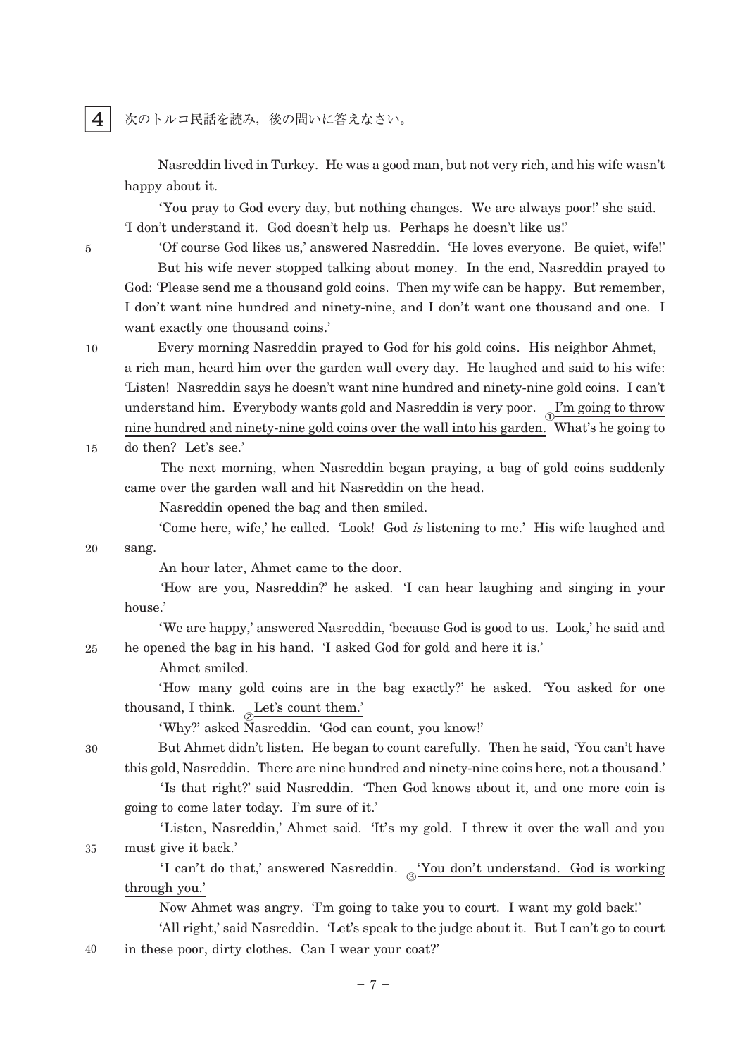**4** 次のトルコ民話を読み，後の問いに答えなさい。

Nasreddin lived in Turkey. He was a good man, but not very rich, and his wife wasn't happy about it.

'You pray to God every day, but nothing changes. We are always poor!' she said. 'I don't understand it. God doesn't help us. Perhaps he doesn't like us!'

'Of course God likes us,' answered Nasreddin. 'He loves everyone. Be quiet, wife!'

But his wife never stopped talking about money. In the end, Nasreddin prayed to God: 'Please send me a thousand gold coins. Then my wife can be happy. But remember, I don't want nine hundred and ninety-nine, and I don't want one thousand and one. I want exactly one thousand coins.'

Every morning Nasreddin prayed to God for his gold coins. His neighbor Ahmet, a rich man, heard him over the garden wall every day. He laughed and said to his wife: 'Listen! Nasreddin says he doesn't want nine hundred and ninety-nine gold coins. I can't understand him. Everybody wants gold and Nasreddin is very poor. ①<u>I'm going to throw nine hundred and ninety-nine gold coins over the wall into his garden.</u> What's he going to do then? Let's see.'

The next morning, when Nasreddin began praying, a bag of gold coins suddenly came over the garden wall and hit Nasreddin on the head.

Nasreddin opened the bag and then smiled.

'Come here, wife,' he called. 'Look! God *is* listening to me.' His wife laughed and sang.

An hour later, Ahmet came to the door.

'How are you, Nasreddin?' he asked. 'I can hear laughing and singing in your house.'

'We are happy,' answered Nasreddin, 'because God is good to us. Look,' he said and he opened the bag in his hand. 'I asked God for gold and here it is.'

Ahmet smiled.

'How many gold coins are in the bag exactly?' he asked. 'You asked for one thousand, I think. ②<u>Let's count them.</u>'

'Why?' asked Nasreddin. 'God can count, you know!'

But Ahmet didn't listen. He began to count carefully. Then he said, 'You can't have this gold, Nasreddin. There are nine hundred and ninety-nine coins here, not a thousand.'

'Is that right?' said Nasreddin. 'Then God knows about it, and one more coin is going to come later today. I'm sure of it.'

'Listen, Nasreddin,' Ahmet said. 'It's my gold. I threw it over the wall and you must give it back.'

'I can't do that,' answered Nasreddin. ③<u>'You don't understand. God is working through you.'</u>

Now Ahmet was angry. 'I'm going to take you to court. I want my gold back!'

'All right,' said Nasreddin. 'Let's speak to the judge about it. But I can't go to court in these poor, dirty clothes. Can I wear your coat?'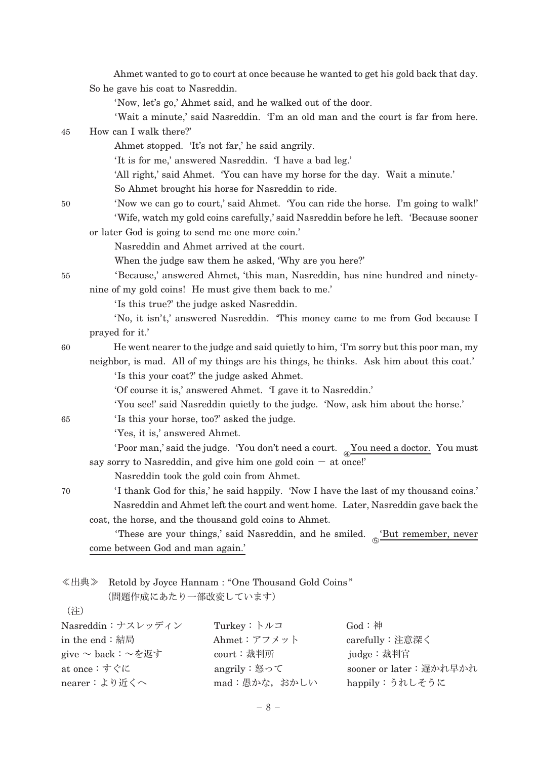Ahmet wanted to go to court at once because he wanted to get his gold back that day. So he gave his coat to Nasreddin.

'Now, let's go,' Ahmet said, and he walked out of the door.

'Wait a minute,' said Nasreddin. 'I'm an old man and the court is far from here. 45 How can I walk there?'

Ahmet stopped. 'It's not far,' he said angrily.

'It is for me,' answered Nasreddin. 'I have a bad leg.'

'All right,' said Ahmet. 'You can have my horse for the day. Wait a minute.'

So Ahmet brought his horse for Nasreddin to ride.

50 'Now we can go to court,' said Ahmet. 'You can ride the horse. I'm going to walk!'

'Wife, watch my gold coins carefully,' said Nasreddin before he left. 'Because sooner or later God is going to send me one more coin.'

Nasreddin and Ahmet arrived at the court.

When the judge saw them he asked, 'Why are you here?'

55 'Because,' answered Ahmet, 'this man, Nasreddin, has nine hundred and ninety-nine of my gold coins! He must give them back to me.'

'Is this true?' the judge asked Nasreddin.

'No, it isn't,' answered Nasreddin. 'This money came to me from God because I prayed for it.'

60 He went nearer to the judge and said quietly to him, 'I'm sorry but this poor man, my neighbor, is mad. All of my things are his things, he thinks. Ask him about this coat.'

'Is this your coat?' the judge asked Ahmet.

'Of course it is,' answered Ahmet. 'I gave it to Nasreddin.'

'You see!' said Nasreddin quietly to the judge. 'Now, ask him about the horse.'

65 'Is this your horse, too?' asked the judge.

'Yes, it is,' answered Ahmet.

'Poor man,' said the judge. 'You don't need a court. ④<u>You need a doctor.</u> You must say sorry to Nasreddin, and give him one gold coin — at once!'

Nasreddin took the gold coin from Ahmet.

70 'I thank God for this,' he said happily. 'Now I have the last of my thousand coins.'

Nasreddin and Ahmet left the court and went home. Later, Nasreddin gave back the coat, the horse, and the thousand gold coins to Ahmet.

'These are your things,' said Nasreddin, and he smiled. ⑤<u>'But remember, never come between God and man again.'</u>

≪出典≫ Retold by Joyce Hannam : "One Thousand Gold Coins"
(問題作成にあたり一部改変しています)

（注）

| | | |
|---|---|---|
| Nasreddin：ナスレッディン | Turkey：トルコ | God：神 |
| in the end：結局 | Ahmet：アフメット | carefully：注意深く |
| give ～ back：～を返す | court：裁判所 | judge：裁判官 |
| at once：すぐに | angrily：怒って | sooner or later：遅かれ早かれ |
| nearer：より近くへ | mad：愚かな，おかしい | happily：うれしそうに |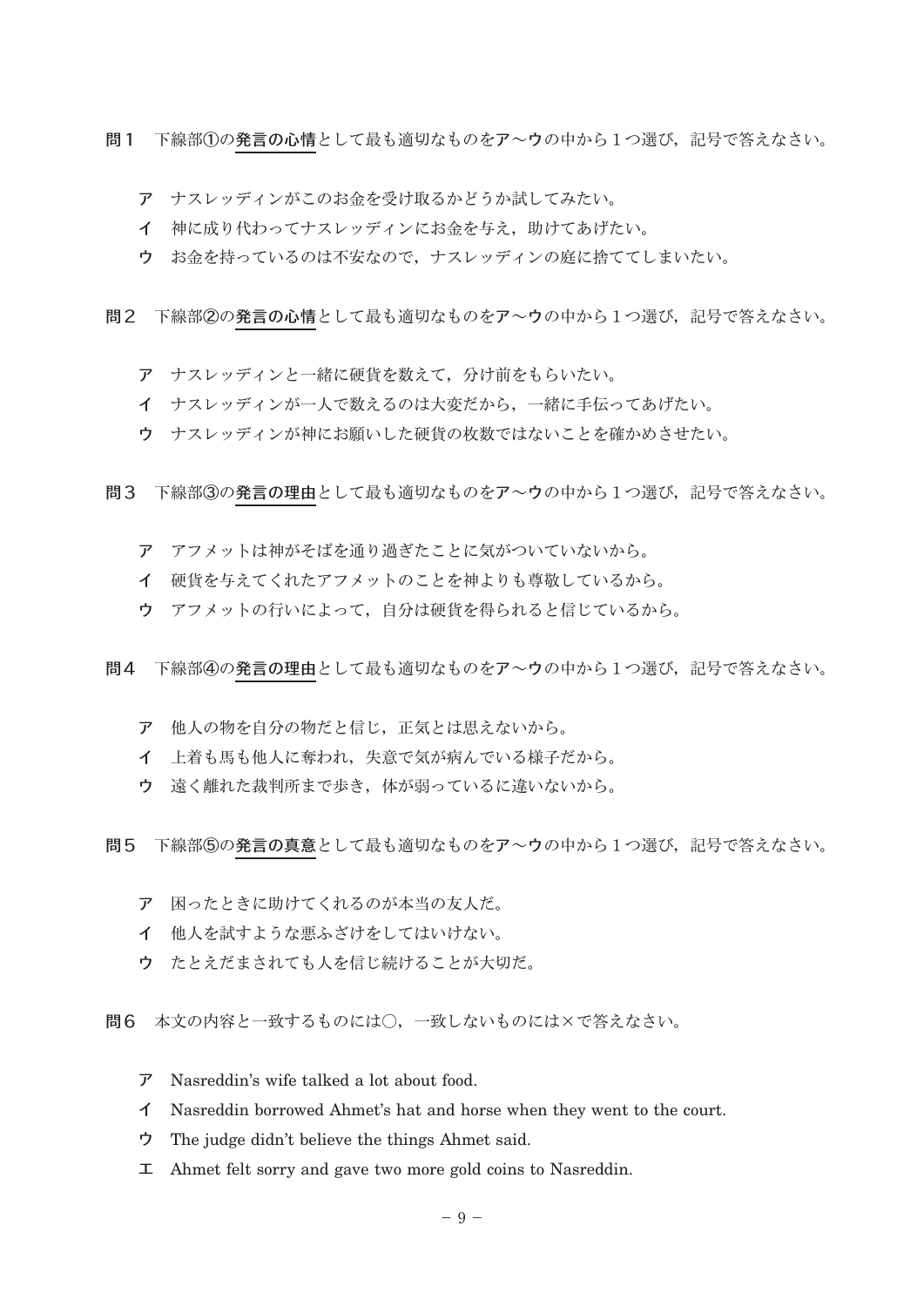**問1**　下線部①の**発言の心情**として最も適切なものを**ア**～**ウ**の中から１つ選び，記号で答えなさい。

**ア**　ナスレッディンがこのお金を受け取るかどうか試してみたい。
**イ**　神に成り代わってナスレッディンにお金を与え，助けてあげたい。
**ウ**　お金を持っているのは不安なので，ナスレッディンの庭に捨ててしまいたい。

**問2**　下線部②の**発言の心情**として最も適切なものを**ア**～**ウ**の中から１つ選び，記号で答えなさい。

**ア**　ナスレッディンと一緒に硬貨を数えて，分け前をもらいたい。
**イ**　ナスレッディンが一人で数えるのは大変だから，一緒に手伝ってあげたい。
**ウ**　ナスレッディンが神にお願いした硬貨の枚数ではないことを確かめさせたい。

**問3**　下線部③の**発言の理由**として最も適切なものを**ア**～**ウ**の中から１つ選び，記号で答えなさい。

**ア**　アフメットは神がそばを通り過ぎたことに気がついていないから。
**イ**　硬貨を与えてくれたアフメットのことを神よりも尊敬しているから。
**ウ**　アフメットの行いによって，自分は硬貨を得られると信じているから。

**問4**　下線部④の**発言の理由**として最も適切なものを**ア**～**ウ**の中から１つ選び，記号で答えなさい。

**ア**　他人の物を自分の物だと信じ，正気とは思えないから。
**イ**　上着も馬も他人に奪われ，失意で気が病んでいる様子だから。
**ウ**　遠く離れた裁判所まで歩き，体が弱っているに違いないから。

**問5**　下線部⑤の**発言の真意**として最も適切なものを**ア**～**ウ**の中から１つ選び，記号で答えなさい。

**ア**　困ったときに助けてくれるのが本当の友人だ。
**イ**　他人を試すような悪ふざけをしてはいけない。
**ウ**　たとえだまされても人を信じ続けることが大切だ。

**問6**　本文の内容と一致するものには○，一致しないものには×で答えなさい。

**ア**　Nasreddin's wife talked a lot about food.
**イ**　Nasreddin borrowed Ahmet's hat and horse when they went to the court.
**ウ**　The judge didn't believe the things Ahmet said.
**エ**　Ahmet felt sorry and gave two more gold coins to Nasreddin.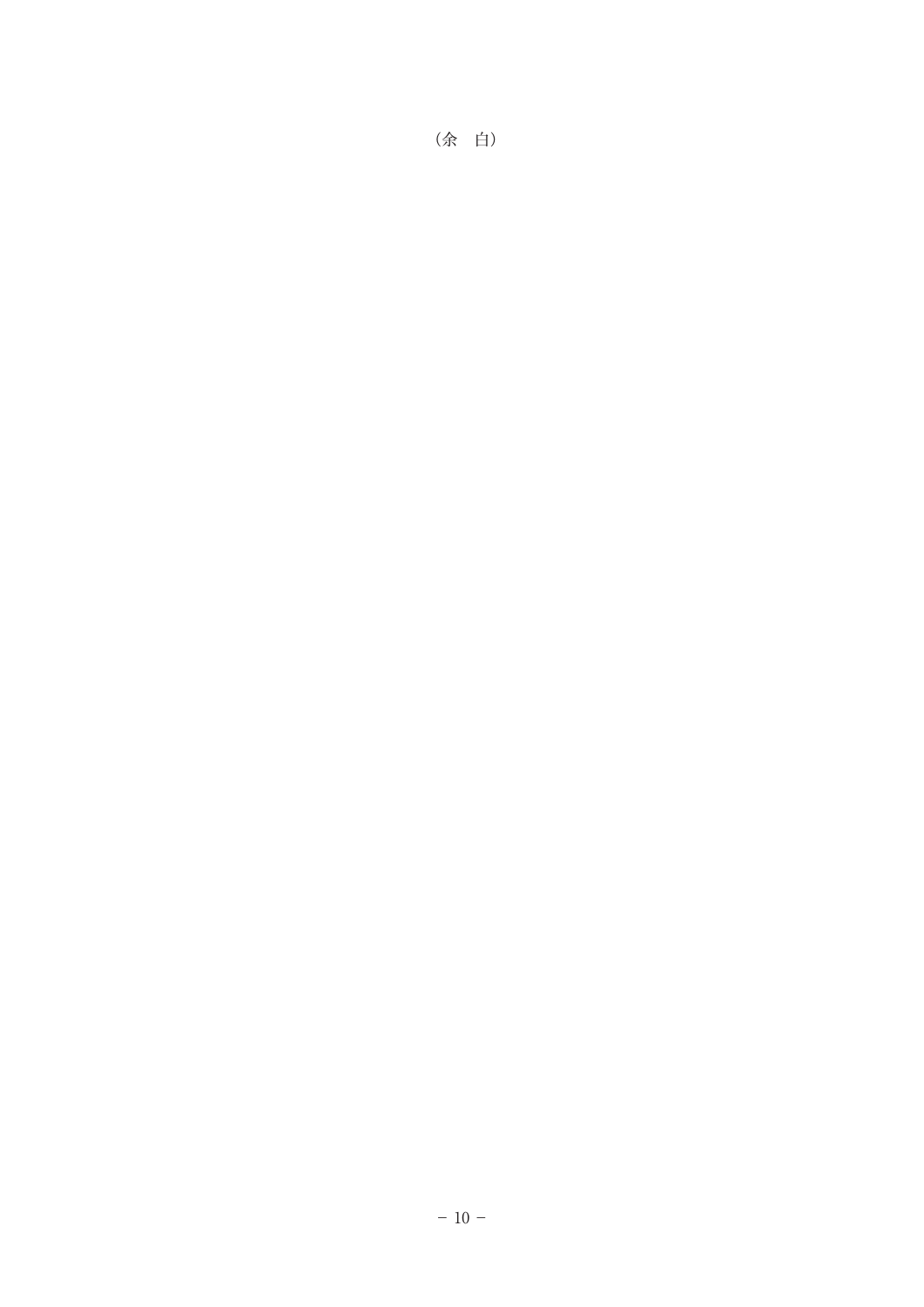（余　白）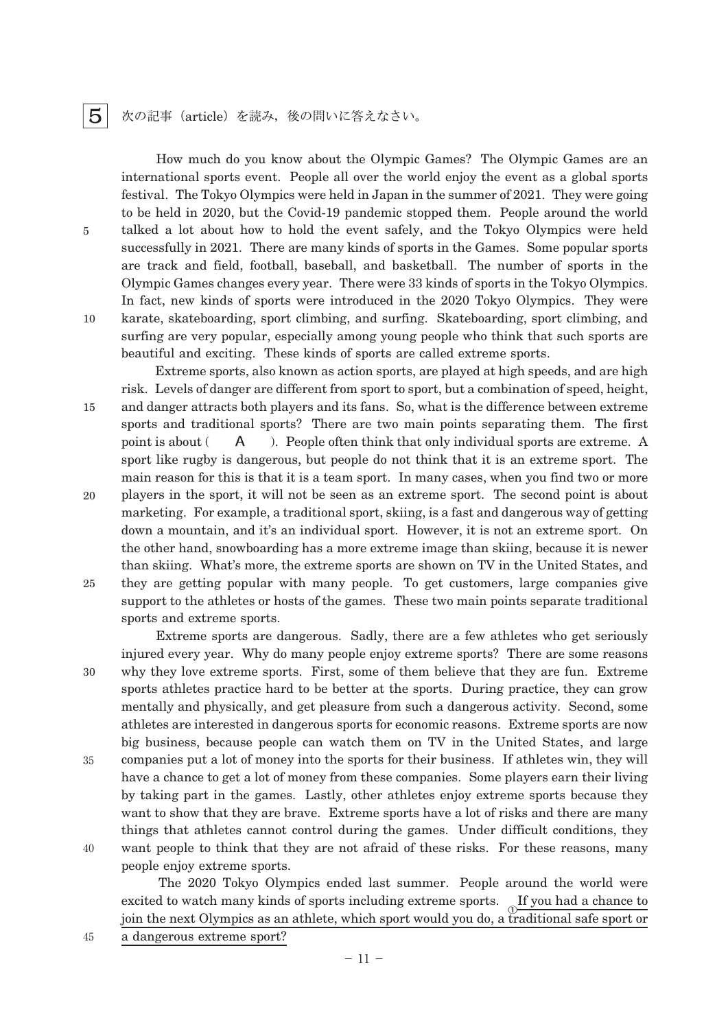**5** 次の記事（article）を読み，後の問いに答えなさい。

How much do you know about the Olympic Games? The Olympic Games are an international sports event. People all over the world enjoy the event as a global sports festival. The Tokyo Olympics were held in Japan in the summer of 2021. They were going to be held in 2020, but the Covid-19 pandemic stopped them. People around the world talked a lot about how to hold the event safely, and the Tokyo Olympics were held successfully in 2021. There are many kinds of sports in the Games. Some popular sports are track and field, football, baseball, and basketball. The number of sports in the Olympic Games changes every year. There were 33 kinds of sports in the Tokyo Olympics. In fact, new kinds of sports were introduced in the 2020 Tokyo Olympics. They were karate, skateboarding, sport climbing, and surfing. Skateboarding, sport climbing, and surfing are very popular, especially among young people who think that such sports are beautiful and exciting. These kinds of sports are called extreme sports.

Extreme sports, also known as action sports, are played at high speeds, and are high risk. Levels of danger are different from sport to sport, but a combination of speed, height, and danger attracts both players and its fans. So, what is the difference between extreme sports and traditional sports? There are two main points separating them. The first point is about (　　A　　). People often think that only individual sports are extreme. A sport like rugby is dangerous, but people do not think that it is an extreme sport. The main reason for this is that it is a team sport. In many cases, when you find two or more players in the sport, it will not be seen as an extreme sport. The second point is about marketing. For example, a traditional sport, skiing, is a fast and dangerous way of getting down a mountain, and it's an individual sport. However, it is not an extreme sport. On the other hand, snowboarding has a more extreme image than skiing, because it is newer than skiing. What's more, the extreme sports are shown on TV in the United States, and they are getting popular with many people. To get customers, large companies give support to the athletes or hosts of the games. These two main points separate traditional sports and extreme sports.

Extreme sports are dangerous. Sadly, there are a few athletes who get seriously injured every year. Why do many people enjoy extreme sports? There are some reasons why they love extreme sports. First, some of them believe that they are fun. Extreme sports athletes practice hard to be better at the sports. During practice, they can grow mentally and physically, and get pleasure from such a dangerous activity. Second, some athletes are interested in dangerous sports for economic reasons. Extreme sports are now big business, because people can watch them on TV in the United States, and large companies put a lot of money into the sports for their business. If athletes win, they will have a chance to get a lot of money from these companies. Some players earn their living by taking part in the games. Lastly, other athletes enjoy extreme sports because they want to show that they are brave. Extreme sports have a lot of risks and there are many things that athletes cannot control during the games. Under difficult conditions, they want people to think that they are not afraid of these risks. For these reasons, many people enjoy extreme sports.

The 2020 Tokyo Olympics ended last summer. People around the world were excited to watch many kinds of sports including extreme sports. ①<u>If you had a chance to join the next Olympics as an athlete, which sport would you do, a traditional safe sport or a dangerous extreme sport?</u>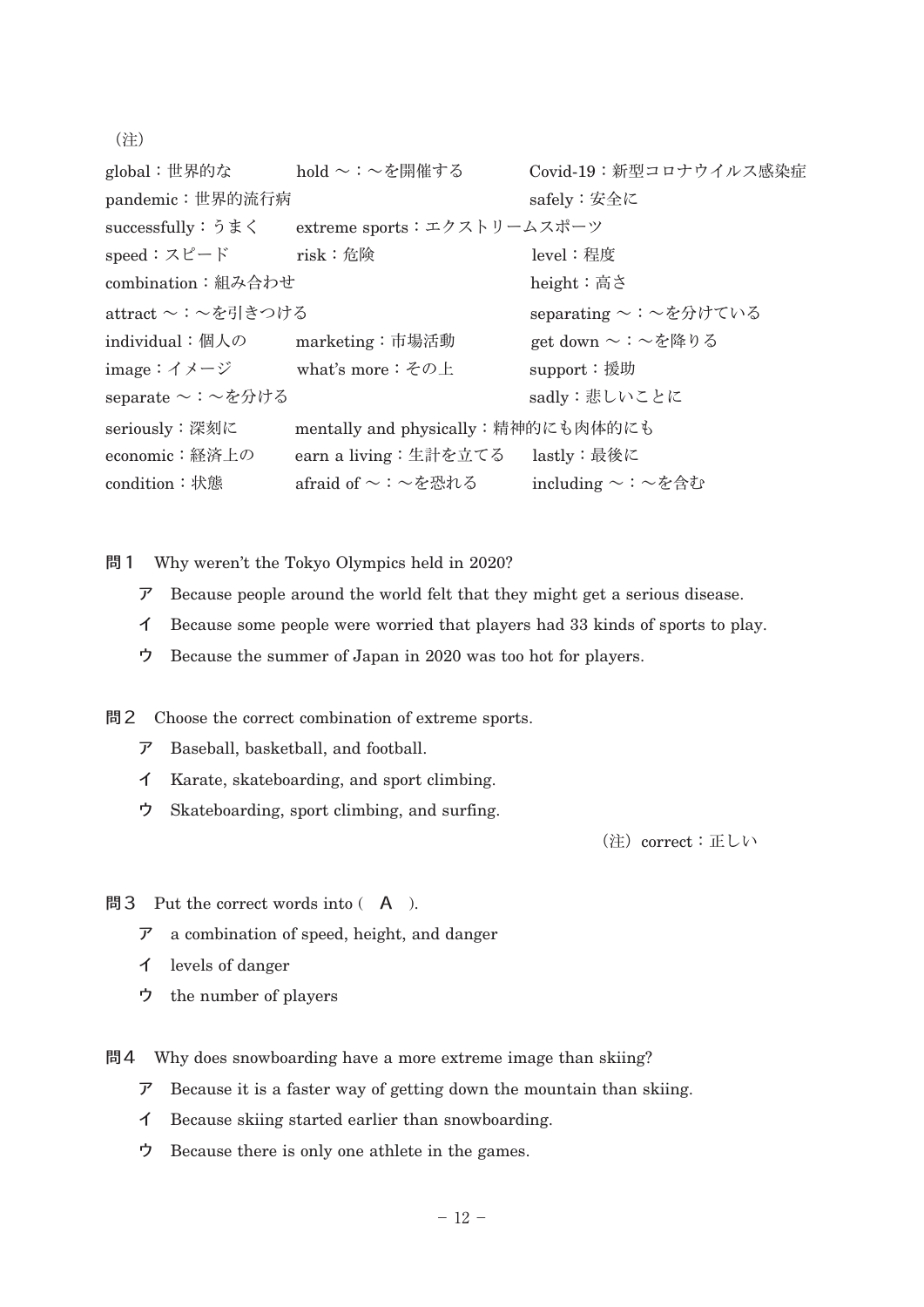（注）

| | | |
|---|---|---|
| global：世界的な | hold ～：～を開催する | Covid-19：新型コロナウイルス感染症 |
| pandemic：世界的流行病 | | safely：安全に |
| successfully：うまく | extreme sports：エクストリームスポーツ | |
| speed：スピード | risk：危険 | level：程度 |
| combination：組み合わせ | | height：高さ |
| attract ～：～を引きつける | | separating ～：～を分けている |
| individual：個人の | marketing：市場活動 | get down ～：～を降りる |
| image：イメージ | what's more：その上 | support：援助 |
| separate ～：～を分ける | | sadly：悲しいことに |
| seriously：深刻に | mentally and physically：精神的にも肉体的にも | |
| economic：経済上の | earn a living：生計を立てる | lastly：最後に |
| condition：状態 | afraid of ～：～を恐れる | including ～：～を含む |

**問１** Why weren't the Tokyo Olympics held in 2020?

ア Because people around the world felt that they might get a serious disease.
イ Because some people were worried that players had 33 kinds of sports to play.
ウ Because the summer of Japan in 2020 was too hot for players.

**問２** Choose the correct combination of extreme sports.

ア Baseball, basketball, and football.
イ Karate, skateboarding, and sport climbing.
ウ Skateboarding, sport climbing, and surfing.

（注）correct：正しい

**問３** Put the correct words into（ Ａ ）.

ア a combination of speed, height, and danger
イ levels of danger
ウ the number of players

**問４** Why does snowboarding have a more extreme image than skiing?

ア Because it is a faster way of getting down the mountain than skiing.
イ Because skiing started earlier than snowboarding.
ウ Because there is only one athlete in the games.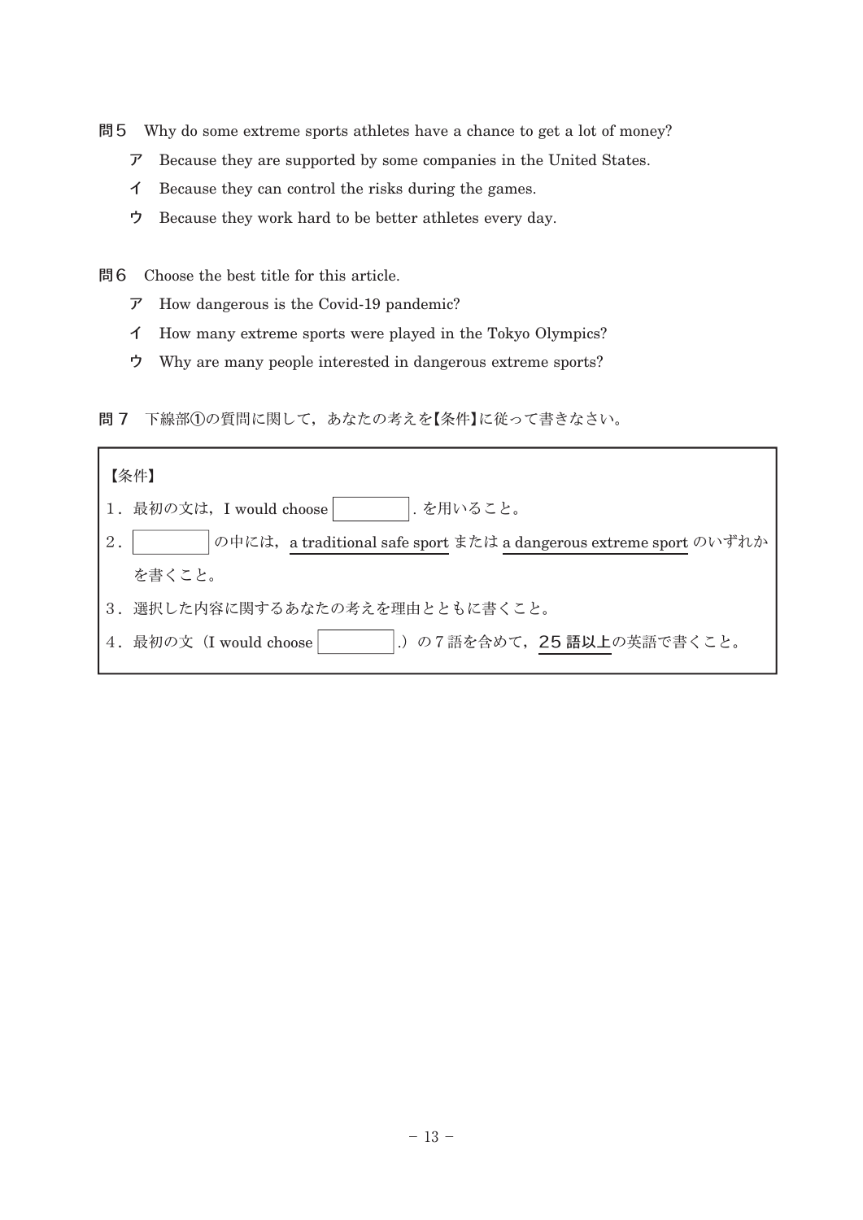**問5**　Why do some extreme sports athletes have a chance to get a lot of money?

　ア　Because they are supported by some companies in the United States.

　イ　Because they can control the risks during the games.

　ウ　Because they work hard to be better athletes every day.

**問6**　Choose the best title for this article.

　ア　How dangerous is the Covid-19 pandemic?

　イ　How many extreme sports were played in the Tokyo Olympics?

　ウ　Why are many people interested in dangerous extreme sports?

**問７**　下線部①の質問に関して，あなたの考えを【条件】に従って書きなさい。

> 【条件】
>
> 1．最初の文は，I would choose [　　　　]. を用いること。
>
> 2．[　　　　] の中には，a traditional safe sport または a dangerous extreme sport のいずれかを書くこと。
>
> 3．選択した内容に関するあなたの考えを理由とともに書くこと。
>
> 4．最初の文（I would choose [　　　　].）の７語を含めて，**25 語以上**の英語で書くこと。